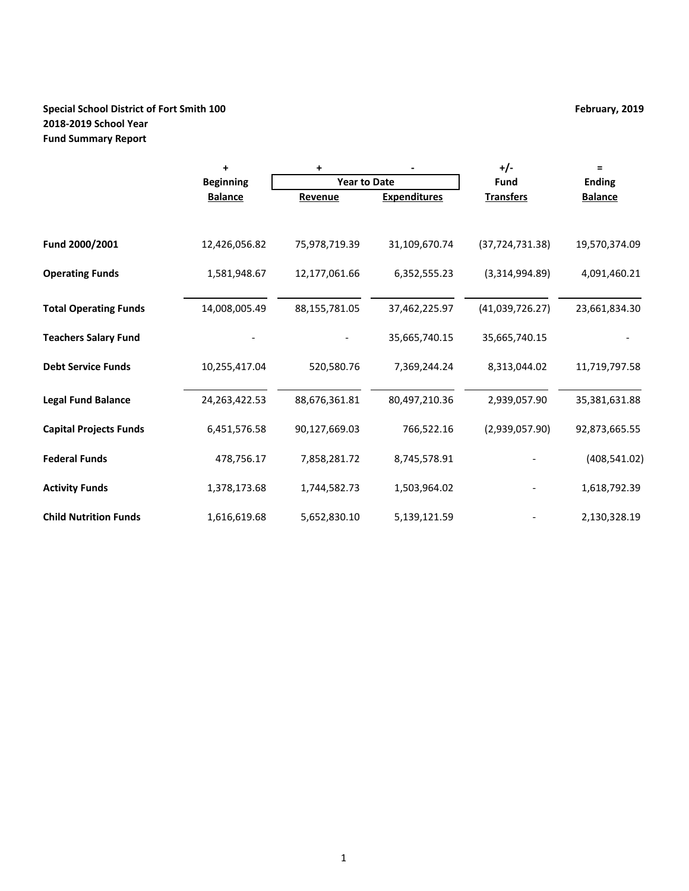**Special School District of Fort Smith 100**
**2018-2019 School Year**
**Fund Summary Report**

**February, 2019**

| | + | + | - | +/- | = |
|---|---|---|---|---|---|
| | **Beginning** | **Year to Date** | | **Fund** | **Ending** |
| | **Balance** | **Revenue** | **Expenditures** | **Transfers** | **Balance** |
| **Fund 2000/2001** | 12,426,056.82 | 75,978,719.39 | 31,109,670.74 | (37,724,731.38) | 19,570,374.09 |
| **Operating Funds** | 1,581,948.67 | 12,177,061.66 | 6,352,555.23 | (3,314,994.89) | 4,091,460.21 |
| **Total Operating Funds** | 14,008,005.49 | 88,155,781.05 | 37,462,225.97 | (41,039,726.27) | 23,661,834.30 |
| **Teachers Salary Fund** | - | - | 35,665,740.15 | 35,665,740.15 | - |
| **Debt Service Funds** | 10,255,417.04 | 520,580.76 | 7,369,244.24 | 8,313,044.02 | 11,719,797.58 |
| **Legal Fund Balance** | 24,263,422.53 | 88,676,361.81 | 80,497,210.36 | 2,939,057.90 | 35,381,631.88 |
| **Capital Projects Funds** | 6,451,576.58 | 90,127,669.03 | 766,522.16 | (2,939,057.90) | 92,873,665.55 |
| **Federal Funds** | 478,756.17 | 7,858,281.72 | 8,745,578.91 | - | (408,541.02) |
| **Activity Funds** | 1,378,173.68 | 1,744,582.73 | 1,503,964.02 | - | 1,618,792.39 |
| **Child Nutrition Funds** | 1,616,619.68 | 5,652,830.10 | 5,139,121.59 | - | 2,130,328.19 |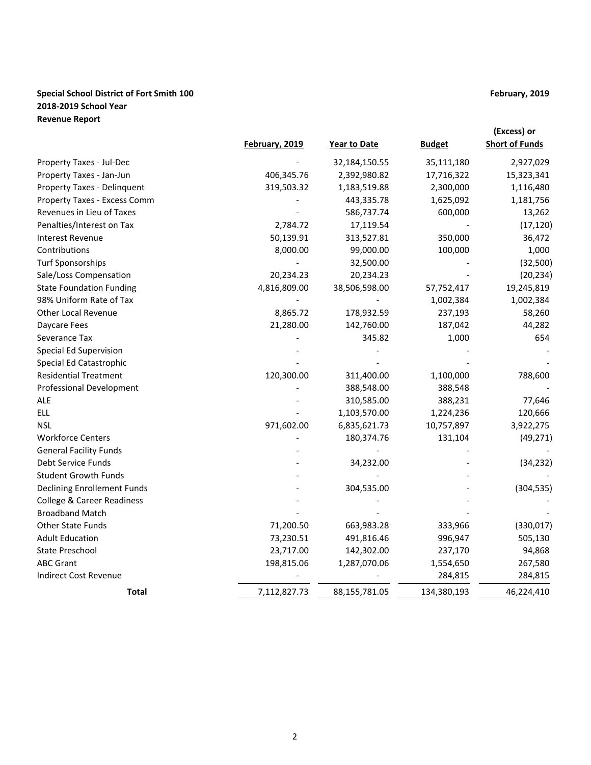**Special School District of Fort Smith 100** **February, 2019**

**2018-2019 School Year**

**Revenue Report**

| | February, 2019 | Year to Date | Budget | (Excess) or Short of Funds |
|---|---|---|---|---|
| Property Taxes - Jul-Dec | - | 32,184,150.55 | 35,111,180 | 2,927,029 |
| Property Taxes - Jan-Jun | 406,345.76 | 2,392,980.82 | 17,716,322 | 15,323,341 |
| Property Taxes - Delinquent | 319,503.32 | 1,183,519.88 | 2,300,000 | 1,116,480 |
| Property Taxes - Excess Comm | - | 443,335.78 | 1,625,092 | 1,181,756 |
| Revenues in Lieu of Taxes | - | 586,737.74 | 600,000 | 13,262 |
| Penalties/Interest on Tax | 2,784.72 | 17,119.54 | - | (17,120) |
| Interest Revenue | 50,139.91 | 313,527.81 | 350,000 | 36,472 |
| Contributions | 8,000.00 | 99,000.00 | 100,000 | 1,000 |
| Turf Sponsorships | - | 32,500.00 | - | (32,500) |
| Sale/Loss Compensation | 20,234.23 | 20,234.23 | - | (20,234) |
| State Foundation Funding | 4,816,809.00 | 38,506,598.00 | 57,752,417 | 19,245,819 |
| 98% Uniform Rate of Tax | - | - | 1,002,384 | 1,002,384 |
| Other Local Revenue | 8,865.72 | 178,932.59 | 237,193 | 58,260 |
| Daycare Fees | 21,280.00 | 142,760.00 | 187,042 | 44,282 |
| Severance Tax | - | 345.82 | 1,000 | 654 |
| Special Ed Supervision | - | - | - | - |
| Special Ed Catastrophic | - | - | - | - |
| Residential Treatment | 120,300.00 | 311,400.00 | 1,100,000 | 788,600 |
| Professional Development | - | 388,548.00 | 388,548 | - |
| ALE | - | 310,585.00 | 388,231 | 77,646 |
| ELL | - | 1,103,570.00 | 1,224,236 | 120,666 |
| NSL | 971,602.00 | 6,835,621.73 | 10,757,897 | 3,922,275 |
| Workforce Centers | - | 180,374.76 | 131,104 | (49,271) |
| General Facility Funds | - | - | - | - |
| Debt Service Funds | - | 34,232.00 | - | (34,232) |
| Student Growth Funds | - | - | - | - |
| Declining Enrollement Funds | - | 304,535.00 | - | (304,535) |
| College & Career Readiness | - | - | - | - |
| Broadband Match | - | - | - | - |
| Other State Funds | 71,200.50 | 663,983.28 | 333,966 | (330,017) |
| Adult Education | 73,230.51 | 491,816.46 | 996,947 | 505,130 |
| State Preschool | 23,717.00 | 142,302.00 | 237,170 | 94,868 |
| ABC Grant | 198,815.06 | 1,287,070.06 | 1,554,650 | 267,580 |
| Indirect Cost Revenue | - | - | 284,815 | 284,815 |
| **Total** | 7,112,827.73 | 88,155,781.05 | 134,380,193 | 46,224,410 |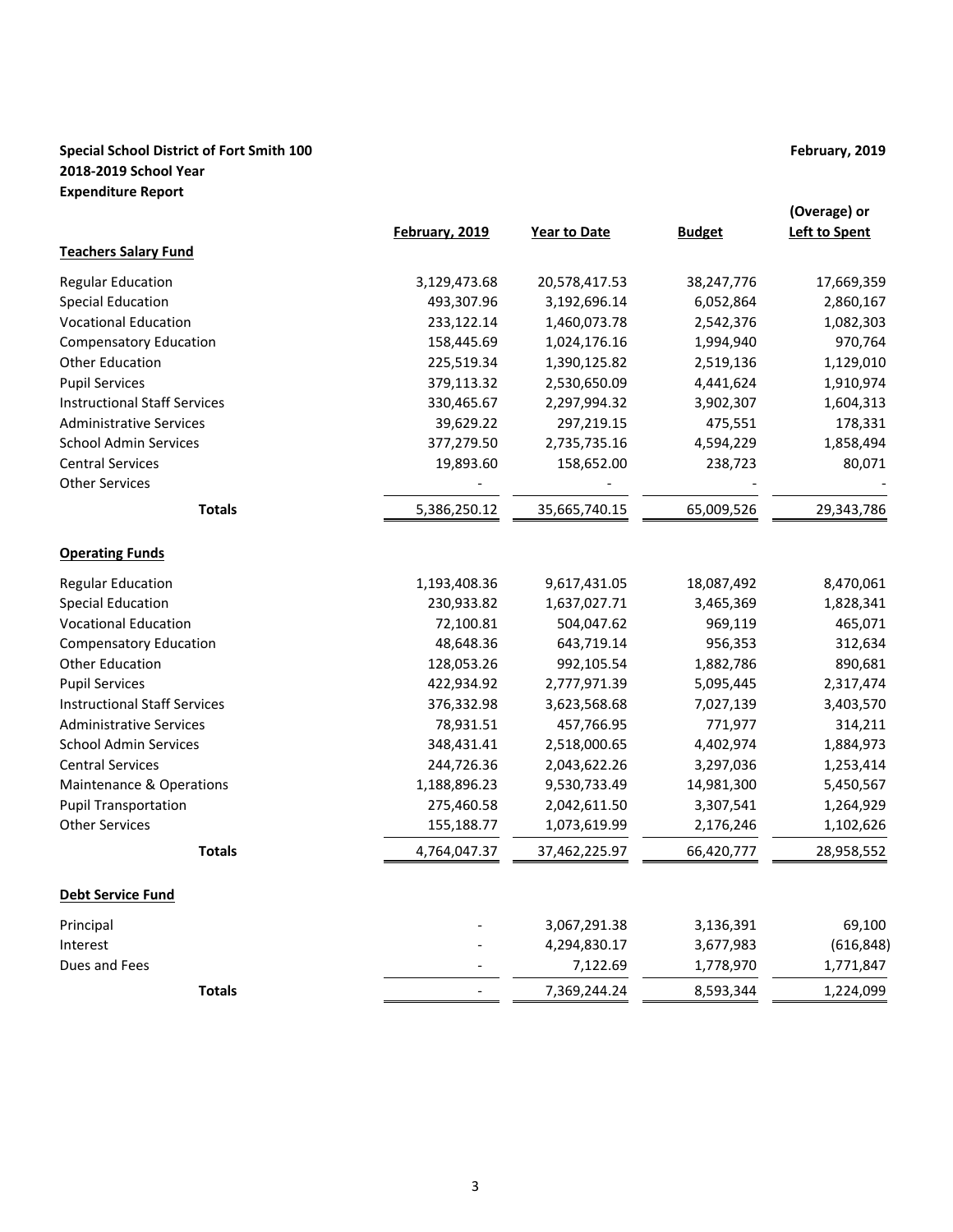**Special School District of Fort Smith 100** — **February, 2019**

**2018-2019 School Year**

**Expenditure Report**

| | February, 2019 | Year to Date | Budget | (Overage) or Left to Spent |
|---|---|---|---|---|
| **Teachers Salary Fund** | | | | |
| Regular Education | 3,129,473.68 | 20,578,417.53 | 38,247,776 | 17,669,359 |
| Special Education | 493,307.96 | 3,192,696.14 | 6,052,864 | 2,860,167 |
| Vocational Education | 233,122.14 | 1,460,073.78 | 2,542,376 | 1,082,303 |
| Compensatory Education | 158,445.69 | 1,024,176.16 | 1,994,940 | 970,764 |
| Other Education | 225,519.34 | 1,390,125.82 | 2,519,136 | 1,129,010 |
| Pupil Services | 379,113.32 | 2,530,650.09 | 4,441,624 | 1,910,974 |
| Instructional Staff Services | 330,465.67 | 2,297,994.32 | 3,902,307 | 1,604,313 |
| Administrative Services | 39,629.22 | 297,219.15 | 475,551 | 178,331 |
| School Admin Services | 377,279.50 | 2,735,735.16 | 4,594,229 | 1,858,494 |
| Central Services | 19,893.60 | 158,652.00 | 238,723 | 80,071 |
| Other Services | - | - | - | - |
| **Totals** | 5,386,250.12 | 35,665,740.15 | 65,009,526 | 29,343,786 |
| **Operating Funds** | | | | |
| Regular Education | 1,193,408.36 | 9,617,431.05 | 18,087,492 | 8,470,061 |
| Special Education | 230,933.82 | 1,637,027.71 | 3,465,369 | 1,828,341 |
| Vocational Education | 72,100.81 | 504,047.62 | 969,119 | 465,071 |
| Compensatory Education | 48,648.36 | 643,719.14 | 956,353 | 312,634 |
| Other Education | 128,053.26 | 992,105.54 | 1,882,786 | 890,681 |
| Pupil Services | 422,934.92 | 2,777,971.39 | 5,095,445 | 2,317,474 |
| Instructional Staff Services | 376,332.98 | 3,623,568.68 | 7,027,139 | 3,403,570 |
| Administrative Services | 78,931.51 | 457,766.95 | 771,977 | 314,211 |
| School Admin Services | 348,431.41 | 2,518,000.65 | 4,402,974 | 1,884,973 |
| Central Services | 244,726.36 | 2,043,622.26 | 3,297,036 | 1,253,414 |
| Maintenance & Operations | 1,188,896.23 | 9,530,733.49 | 14,981,300 | 5,450,567 |
| Pupil Transportation | 275,460.58 | 2,042,611.50 | 3,307,541 | 1,264,929 |
| Other Services | 155,188.77 | 1,073,619.99 | 2,176,246 | 1,102,626 |
| **Totals** | 4,764,047.37 | 37,462,225.97 | 66,420,777 | 28,958,552 |
| **Debt Service Fund** | | | | |
| Principal | - | 3,067,291.38 | 3,136,391 | 69,100 |
| Interest | - | 4,294,830.17 | 3,677,983 | (616,848) |
| Dues and Fees | - | 7,122.69 | 1,778,970 | 1,771,847 |
| **Totals** | - | 7,369,244.24 | 8,593,344 | 1,224,099 |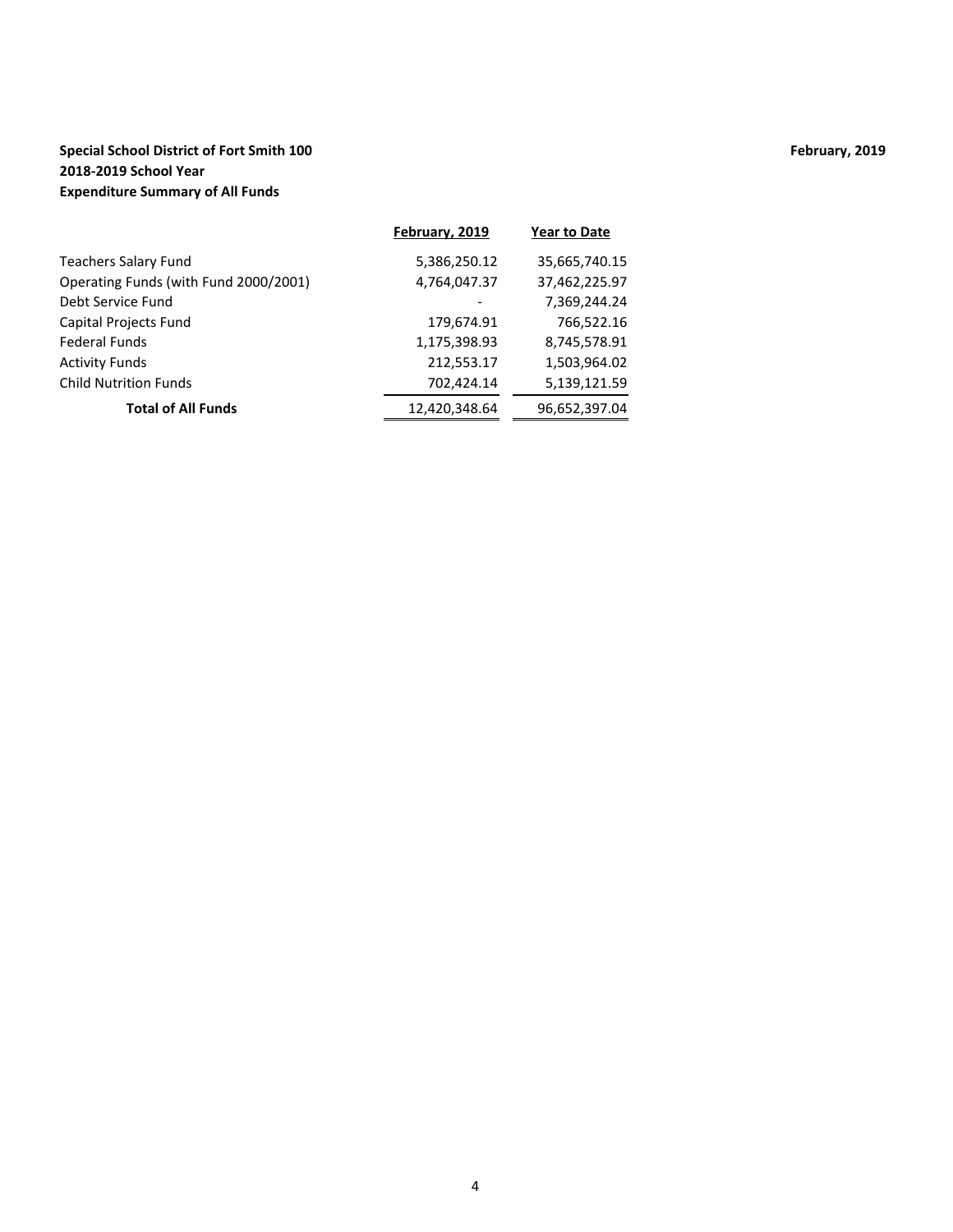**Special School District of Fort Smith 100** **February, 2019**

**2018-2019 School Year**

**Expenditure Summary of All Funds**

| | February, 2019 | Year to Date |
|---|---|---|
| Teachers Salary Fund | 5,386,250.12 | 35,665,740.15 |
| Operating Funds (with Fund 2000/2001) | 4,764,047.37 | 37,462,225.97 |
| Debt Service Fund | - | 7,369,244.24 |
| Capital Projects Fund | 179,674.91 | 766,522.16 |
| Federal Funds | 1,175,398.93 | 8,745,578.91 |
| Activity Funds | 212,553.17 | 1,503,964.02 |
| Child Nutrition Funds | 702,424.14 | 5,139,121.59 |
| **Total of All Funds** | 12,420,348.64 | 96,652,397.04 |